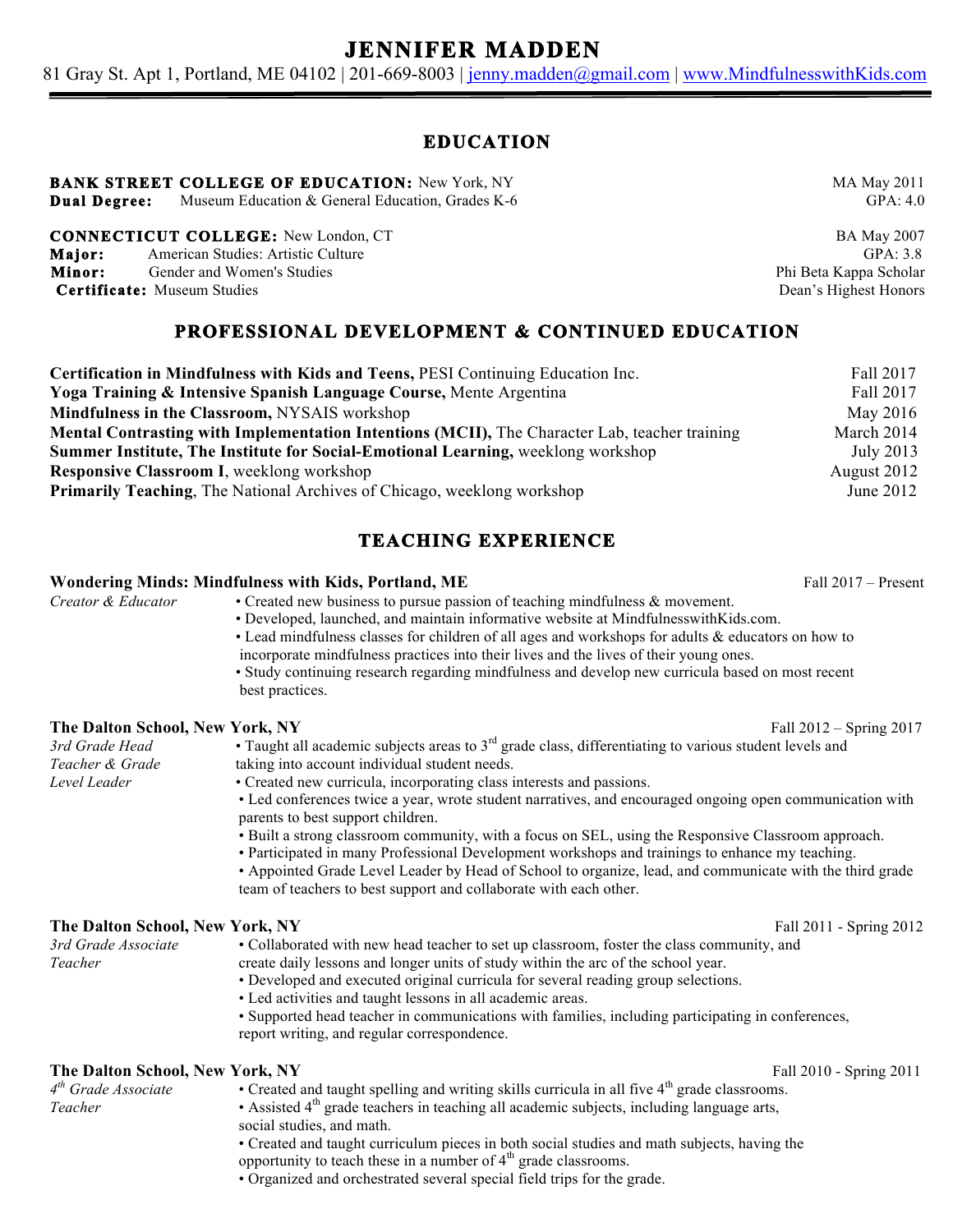# JENNIFER MADDEN

81 Gray St. Apt 1, Portland, ME 04102 | 201-669-8003 | jenny.madden@gmail.com | www.MindfulnesswithKids.com

## EDUCATION

**BANK STREET COLLEGE OF EDUCATION:** New York, NY — MA May 2011
**Dual Degree:** Museum Education & General Education, Grades K-6 — GPA: 4.0

**CONNECTICUT COLLEGE:** New London, CT — BA May 2007
**Major:** American Studies: Artistic Culture — GPA: 3.8
**Minor:** Gender and Women's Studies — Phi Beta Kappa Scholar
**Certificate:** Museum Studies — Dean's Highest Honors

## PROFESSIONAL DEVELOPMENT & CONTINUED EDUCATION

- **Certification in Mindfulness with Kids and Teens,** PESI Continuing Education Inc. — Fall 2017
- **Yoga Training & Intensive Spanish Language Course,** Mente Argentina — Fall 2017
- **Mindfulness in the Classroom,** NYSAIS workshop — May 2016
- **Mental Contrasting with Implementation Intentions (MCII),** The Character Lab, teacher training — March 2014
- **Summer Institute, The Institute for Social-Emotional Learning,** weeklong workshop — July 2013
- **Responsive Classroom I**, weeklong workshop — August 2012
- **Primarily Teaching**, The National Archives of Chicago, weeklong workshop — June 2012

## TEACHING EXPERIENCE

**Wondering Minds: Mindfulness with Kids, Portland, ME** — Fall 2017 – Present
*Creator & Educator*

- Created new business to pursue passion of teaching mindfulness & movement.
- Developed, launched, and maintain informative website at MindfulnesswithKids.com.
- Lead mindfulness classes for children of all ages and workshops for adults & educators on how to incorporate mindfulness practices into their lives and the lives of their young ones.
- Study continuing research regarding mindfulness and develop new curricula based on most recent best practices.

**The Dalton School, New York, NY** — Fall 2012 – Spring 2017
*3rd Grade Head Teacher & Grade Level Leader*

- Taught all academic subjects areas to 3rd grade class, differentiating to various student levels and taking into account individual student needs.
- Created new curricula, incorporating class interests and passions.
- Led conferences twice a year, wrote student narratives, and encouraged ongoing open communication with parents to best support children.
- Built a strong classroom community, with a focus on SEL, using the Responsive Classroom approach.
- Participated in many Professional Development workshops and trainings to enhance my teaching.
- Appointed Grade Level Leader by Head of School to organize, lead, and communicate with the third grade team of teachers to best support and collaborate with each other.

**The Dalton School, New York, NY** — Fall 2011 - Spring 2012
*3rd Grade Associate Teacher*

- Collaborated with new head teacher to set up classroom, foster the class community, and create daily lessons and longer units of study within the arc of the school year.
- Developed and executed original curricula for several reading group selections.
- Led activities and taught lessons in all academic areas.
- Supported head teacher in communications with families, including participating in conferences, report writing, and regular correspondence.

**The Dalton School, New York, NY** — Fall 2010 - Spring 2011
*4th Grade Associate Teacher*

- Created and taught spelling and writing skills curricula in all five 4th grade classrooms.
- Assisted 4th grade teachers in teaching all academic subjects, including language arts, social studies, and math.
- Created and taught curriculum pieces in both social studies and math subjects, having the opportunity to teach these in a number of 4th grade classrooms.
- Organized and orchestrated several special field trips for the grade.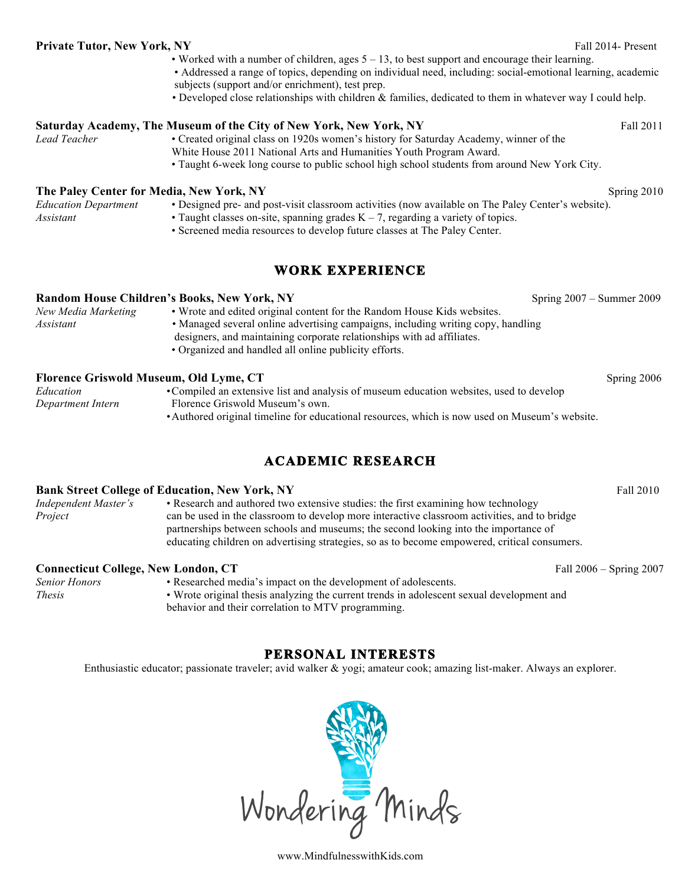**Private Tutor, New York, NY** Fall 2014- Present

- Worked with a number of children, ages 5 – 13, to best support and encourage their learning.
- Addressed a range of topics, depending on individual need, including: social-emotional learning, academic subjects (support and/or enrichment), test prep.
- Developed close relationships with children & families, dedicated to them in whatever way I could help.

**Saturday Academy, The Museum of the City of New York, New York, NY** Fall 2011

*Lead Teacher*

- Created original class on 1920s women's history for Saturday Academy, winner of the White House 2011 National Arts and Humanities Youth Program Award.
- Taught 6-week long course to public school high school students from around New York City.

**The Paley Center for Media, New York, NY** Spring 2010

*Education Department Assistant*

- Designed pre- and post-visit classroom activities (now available on The Paley Center's website).
- Taught classes on-site, spanning grades K – 7, regarding a variety of topics.
- Screened media resources to develop future classes at The Paley Center.

## WORK EXPERIENCE

**Random House Children's Books, New York, NY** Spring 2007 – Summer 2009

*New Media Marketing Assistant*

- Wrote and edited original content for the Random House Kids websites.
- Managed several online advertising campaigns, including writing copy, handling designers, and maintaining corporate relationships with ad affiliates.
- Organized and handled all online publicity efforts.

**Florence Griswold Museum, Old Lyme, CT** Spring 2006

*Education Department Intern*

- Compiled an extensive list and analysis of museum education websites, used to develop Florence Griswold Museum's own.
- Authored original timeline for educational resources, which is now used on Museum's website.

## ACADEMIC RESEARCH

**Bank Street College of Education, New York, NY** Fall 2010

*Independent Master's Project*

- Research and authored two extensive studies: the first examining how technology can be used in the classroom to develop more interactive classroom activities, and to bridge partnerships between schools and museums; the second looking into the importance of educating children on advertising strategies, so as to become empowered, critical consumers.

**Connecticut College, New London, CT** Fall 2006 – Spring 2007

*Senior Honors Thesis*

- Researched media's impact on the development of adolescents.
- Wrote original thesis analyzing the current trends in adolescent sexual development and behavior and their correlation to MTV programming.

## PERSONAL INTERESTS

Enthusiastic educator; passionate traveler; avid walker & yogi; amateur cook; amazing list-maker. Always an explorer.

Wondering Minds

www.MindfulnesswithKids.com